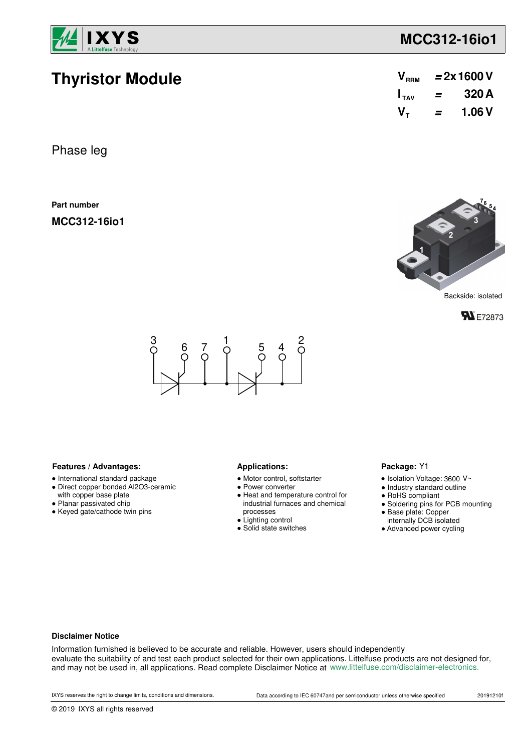# Thyristor Module

$V_{RRM}$ = 2x 1600 V

$I_{TAV}$ = 320 A

$V_T$ = 1.06 V

Phase leg

**Part number**

**MCC312-16io1**

Backside: isolated

E72873

### Features / Advantages:

- International standard package
- Direct copper bonded Al2O3-ceramic with copper base plate
- Planar passivated chip
- Keyed gate/cathode twin pins

### Applications:

- Motor control, softstarter
- Power converter
- Heat and temperature control for industrial furnaces and chemical processes
- Lighting control
- Solid state switches

### Package: Y1

- Isolation Voltage: 3600 V~
- Industry standard outline
- RoHS compliant
- Soldering pins for PCB mounting
- Base plate: Copper internally DCB isolated
- Advanced power cycling

### Disclaimer Notice

Information furnished is believed to be accurate and reliable. However, users should independently evaluate the suitability of and test each product selected for their own applications. Littelfuse products are not designed for, and may not be used in, all applications. Read complete Disclaimer Notice at www.littelfuse.com/disclaimer-electronics.

IXYS reserves the right to change limits, conditions and dimensions.

Data according to IEC 60747and per semiconductor unless otherwise specified

20191210f

© 2019 IXYS all rights reserved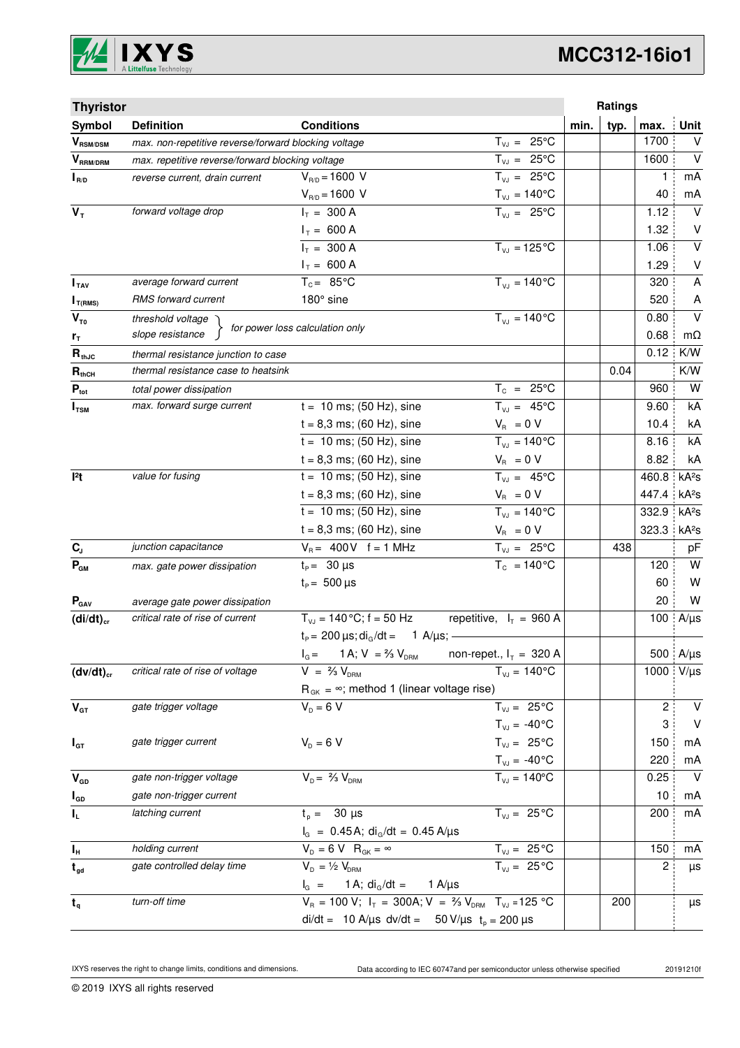## Thyristor

| Symbol | Definition | Conditions | | min. | typ. | max. | Unit |
|---|---|---|---|---|---|---|---|
| $V_{RSM/DSM}$ | max. non-repetitive reverse/forward blocking voltage | | $T_{VJ}$ = 25°C | | | 1700 | V |
| $V_{RRM/DRM}$ | max. repetitive reverse/forward blocking voltage | | $T_{VJ}$ = 25°C | | | 1600 | V |
| $I_{R/D}$ | reverse current, drain current | $V_{R/D}$ = 1600 V | $T_{VJ}$ = 25°C | | | 1 | mA |
| | | $V_{R/D}$ = 1600 V | $T_{VJ}$ = 140°C | | | 40 | mA |
| $V_T$ | forward voltage drop | $I_T$ = 300 A | $T_{VJ}$ = 25°C | | | 1.12 | V |
| | | $I_T$ = 600 A | | | | 1.32 | V |
| | | $I_T$ = 300 A | $T_{VJ}$ = 125°C | | | 1.06 | V |
| | | $I_T$ = 600 A | | | | 1.29 | V |
| $I_{TAV}$ | average forward current | $T_C$ = 85°C | $T_{VJ}$ = 140°C | | | 320 | A |
| $I_{T(RMS)}$ | RMS forward current | 180° sine | | | | 520 | A |
| $V_{T0}$ | threshold voltage | for power loss calculation only | $T_{VJ}$ = 140°C | | | 0.80 | V |
| $r_T$ | slope resistance | | | | | 0.68 | mΩ |
| $R_{thJC}$ | thermal resistance junction to case | | | | | 0.12 | K/W |
| $R_{thCH}$ | thermal resistance case to heatsink | | | | 0.04 | | K/W |
| $P_{tot}$ | total power dissipation | | $T_C$ = 25°C | | | 960 | W |
| $I_{TSM}$ | max. forward surge current | t = 10 ms; (50 Hz), sine | $T_{VJ}$ = 45°C | | | 9.60 | kA |
| | | t = 8,3 ms; (60 Hz), sine | $V_R$ = 0 V | | | 10.4 | kA |
| | | t = 10 ms; (50 Hz), sine | $T_{VJ}$ = 140°C | | | 8.16 | kA |
| | | t = 8,3 ms; (60 Hz), sine | $V_R$ = 0 V | | | 8.82 | kA |
| $I^2t$ | value for fusing | t = 10 ms; (50 Hz), sine | $T_{VJ}$ = 45°C | | | 460.8 | kA²s |
| | | t = 8,3 ms; (60 Hz), sine | $V_R$ = 0 V | | | 447.4 | kA²s |
| | | t = 10 ms; (50 Hz), sine | $T_{VJ}$ = 140°C | | | 332.9 | kA²s |
| | | t = 8,3 ms; (60 Hz), sine | $V_R$ = 0 V | | | 323.3 | kA²s |
| $C_J$ | junction capacitance | $V_R$ = 400 V f = 1 MHz | $T_{VJ}$ = 25°C | | 438 | | pF |
| $P_{GM}$ | max. gate power dissipation | $t_P$ = 30 µs | $T_C$ = 140°C | | | 120 | W |
| | | $t_P$ = 500 µs | | | | 60 | W |
| $P_{GAV}$ | average gate power dissipation | | | | | 20 | W |
| $(di/dt)_{cr}$ | critical rate of rise of current | $T_{VJ}$ = 140°C; f = 50 Hz | repetitive, $I_T$ = 960 A | | | 100 | A/µs |
| | | $t_P$ = 200 µs; $di_G/dt$ = 1 A/µs; | | | | | |
| | | $I_G$ = 1 A; V = ⅔ $V_{DRM}$ | non-repet., $I_T$ = 320 A | | | 500 | A/µs |
| $(dv/dt)_{cr}$ | critical rate of rise of voltage | V = ⅔ $V_{DRM}$ | $T_{VJ}$ = 140°C | | | 1000 | V/µs |
| | | $R_{GK}$ = ∞; method 1 (linear voltage rise) | | | | | |
| $V_{GT}$ | gate trigger voltage | $V_D$ = 6 V | $T_{VJ}$ = 25°C | | | 2 | V |
| | | | $T_{VJ}$ = -40°C | | | 3 | V |
| $I_{GT}$ | gate trigger current | $V_D$ = 6 V | $T_{VJ}$ = 25°C | | | 150 | mA |
| | | | $T_{VJ}$ = -40°C | | | 220 | mA |
| $V_{GD}$ | gate non-trigger voltage | $V_D$ = ⅔ $V_{DRM}$ | $T_{VJ}$ = 140°C | | | 0.25 | V |
| $I_{GD}$ | gate non-trigger current | | | | | 10 | mA |
| $I_L$ | latching current | $t_p$ = 30 µs | $T_{VJ}$ = 25°C | | | 200 | mA |
| | | $I_G$ = 0.45 A; $di_G/dt$ = 0.45 A/µs | | | | | |
| $I_H$ | holding current | $V_D$ = 6 V $R_{GK}$ = ∞ | $T_{VJ}$ = 25°C | | | 150 | mA |
| $t_{gd}$ | gate controlled delay time | $V_D$ = ½ $V_{DRM}$ | $T_{VJ}$ = 25°C | | | 2 | µs |
| | | $I_G$ = 1 A; $di_G/dt$ = 1 A/µs | | | | | |
| $t_q$ | turn-off time | $V_R$ = 100 V; $I_T$ = 300A; V = ⅔ $V_{DRM}$ | $T_{VJ}$ = 125 °C | | 200 | | µs |
| | | di/dt = 10 A/µs dv/dt = 50 V/µs $t_p$ = 200 µs | | | | | |

IXYS reserves the right to change limits, conditions and dimensions. Data according to IEC 60747and per semiconductor unless otherwise specified 20191210f

© 2019 IXYS all rights reserved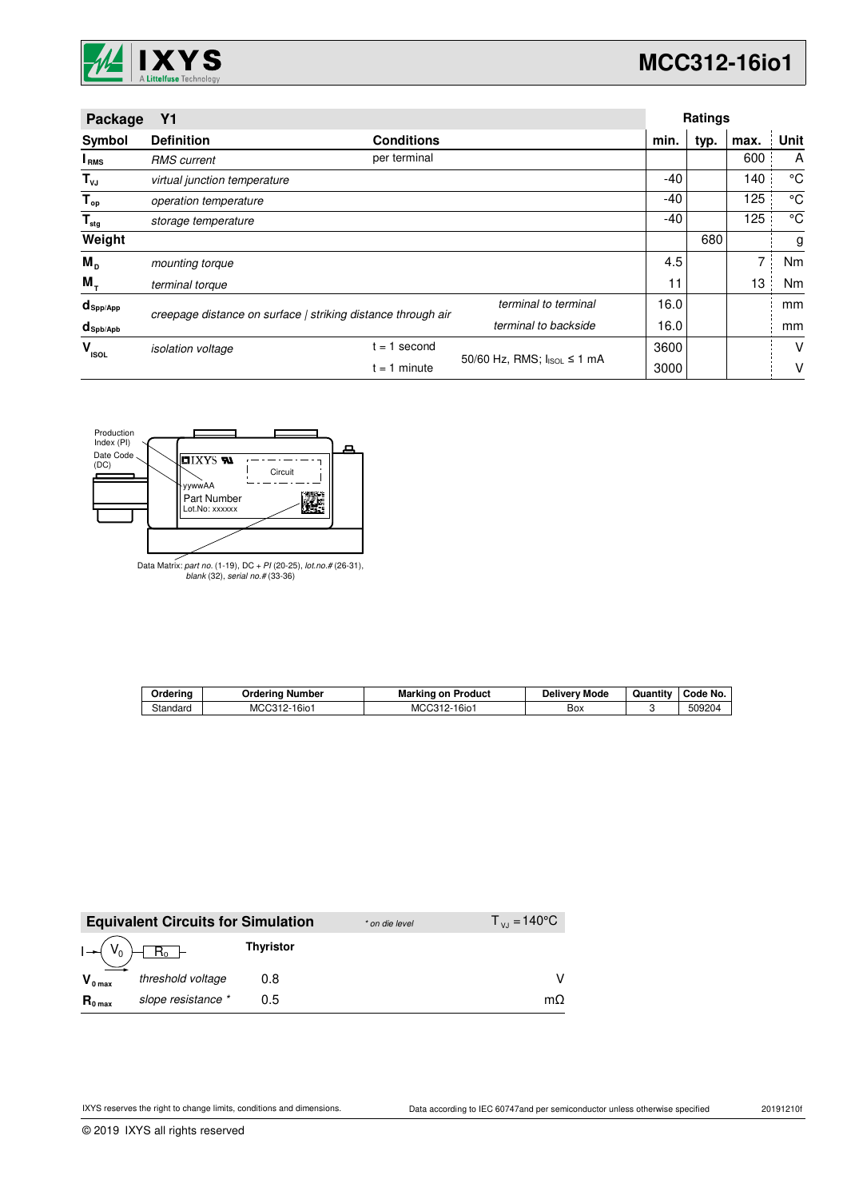| Package | Y1 | | | Ratings | | | |
|---|---|---|---|---|---|---|---|
| **Symbol** | **Definition** | **Conditions** | | **min.** | **typ.** | **max.** | **Unit** |
| $I_{RMS}$ | *RMS current* | per terminal | | | | 600 | A |
| $T_{VJ}$ | *virtual junction temperature* | | | -40 | | 140 | °C |
| $T_{op}$ | *operation temperature* | | | -40 | | 125 | °C |
| $T_{stg}$ | *storage temperature* | | | -40 | | 125 | °C |
| **Weight** | | | | | 680 | | g |
| $M_D$ | *mounting torque* | | | 4.5 | | 7 | Nm |
| $M_T$ | *terminal torque* | | | 11 | | 13 | Nm |
| $d_{Spp/App}$ | *creepage distance on surface \| striking distance through air* | | *terminal to terminal* | 16.0 | | | mm |
| $d_{Spb/Apb}$ | | | *terminal to backside* | 16.0 | | | mm |
| $V_{ISOL}$ | *isolation voltage* | t = 1 second | 50/60 Hz, RMS; $I_{ISOL} \le 1$ mA | 3600 | | | V |
| | | t = 1 minute | | 3000 | | | V |

Production Index (PI)

Date Code (DC)

IXYS

Circuit

yywwAA

Part Number

Lot.No: xxxxxx

Data Matrix: *part no.* (1-19), DC + *PI* (20-25), *lot.no.#* (26-31), *blank* (32), *serial no.#* (33-36)

| Ordering | Ordering Number | Marking on Product | Delivery Mode | Quantity | Code No. |
|---|---|---|---|---|---|
| Standard | MCC312-16io1 | MCC312-16io1 | Box | 3 | 509204 |

| Equivalent Circuits for Simulation | | * on die level | $T_{VJ} = 140°C$ |
|---|---|---|---|
| $I \rightarrow (V_0) - [R_0]$ | | **Thyristor** | |
| $V_{0\,max}$ | *threshold voltage* | 0.8 | V |
| $R_{0\,max}$ | *slope resistance \** | 0.5 | mΩ |

IXYS reserves the right to change limits, conditions and dimensions.

Data according to IEC 60747and per semiconductor unless otherwise specified

20191210f

© 2019 IXYS all rights reserved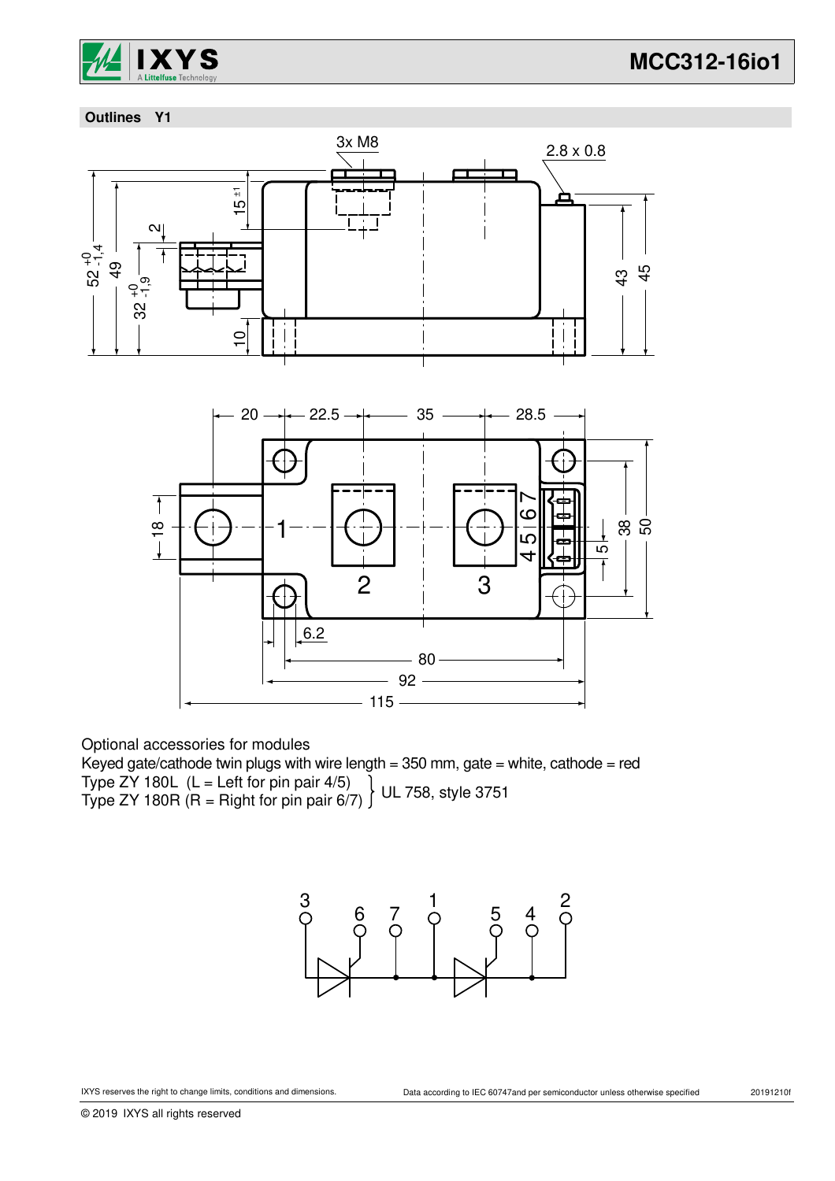## Outlines Y1

Optional accessories for modules

Keyed gate/cathode twin plugs with wire length = 350 mm, gate = white, cathode = red

Type ZY 180L (L = Left for pin pair 4/5)
Type ZY 180R (R = Right for pin pair 6/7) } UL 758, style 3751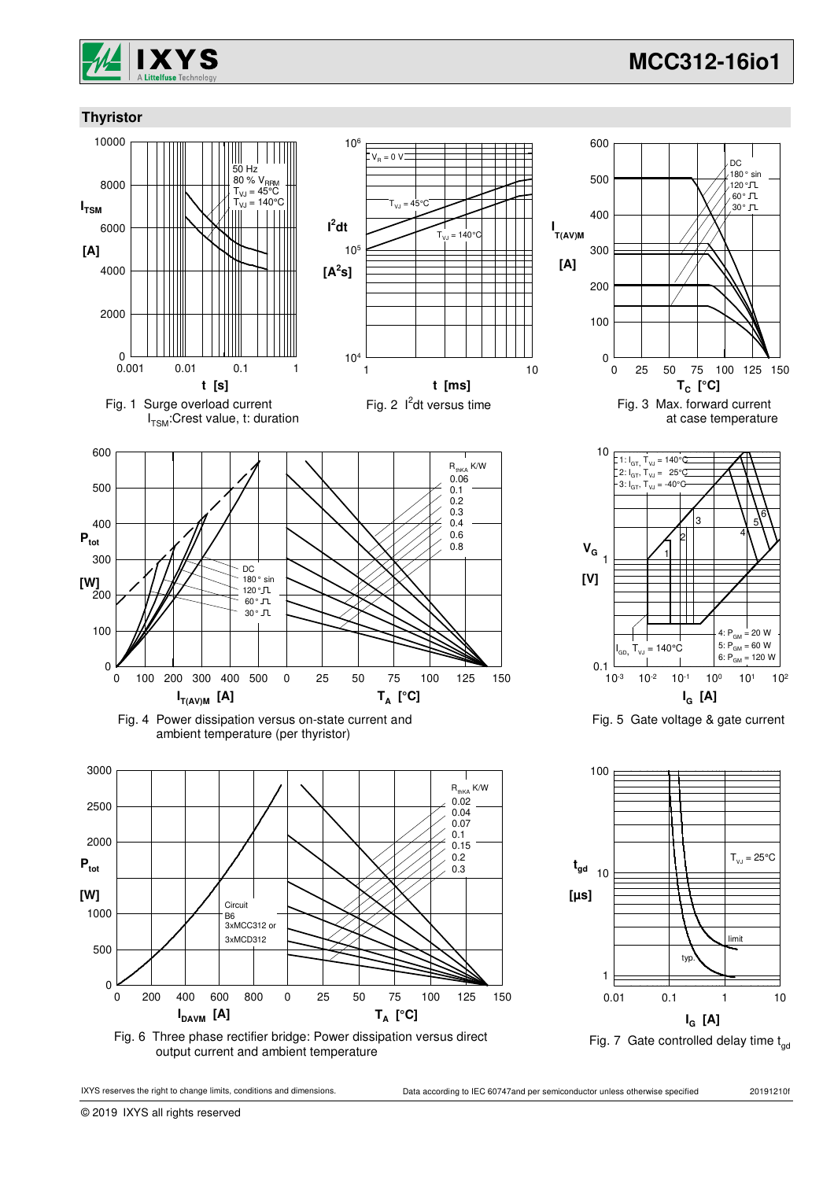## Thyristor

Fig. 1 Surge overload current $I_{TSM}$: Crest value, t: duration

Fig. 2 $I^2dt$ versus time

Fig. 3 Max. forward current at case temperature

Fig. 4 Power dissipation versus on-state current and ambient temperature (per thyristor)

Fig. 5 Gate voltage & gate current

Fig. 6 Three phase rectifier bridge: Power dissipation versus direct output current and ambient temperature

Fig. 7 Gate controlled delay time $t_{gd}$

IXYS reserves the right to change limits, conditions and dimensions.

Data according to IEC 60747and per semiconductor unless otherwise specified

20191210f

© 2019 IXYS all rights reserved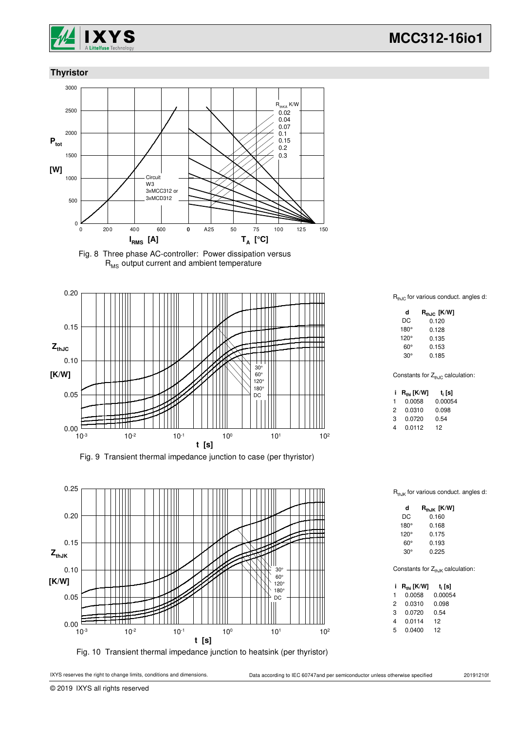## Thyristor

3000
2500
2000
1500
1000
500
0

$P_{tot}$

[W]

0 200 400 600

$I_{RMS}$ [A]

Circuit
W3
3xMCC312 or
3xMCD312

0 25 50 75 100 125 150

$T_A$ [°C]

$R_{thKA}$ K/W
0.02
0.04
0.07
0.1
0.15
0.2
0.3

Fig. 8 Three phase AC-controller: Power dissipation versus $R_{MS}$ output current and ambient temperature

0.20
0.15
0.10
0.05
0.00

$Z_{thJC}$

[K/W]

$10^{-3}$ $10^{-2}$ $10^{-1}$ $10^{0}$ $10^{1}$ $10^{2}$

t [s]

30°
60°
120°
180°
DC

Fig. 9 Transient thermal impedance junction to case (per thyristor)

$R_{thJC}$ for various conduct. angles d:

| d | $R_{thJC}$ [K/W] |
|---|---|
| DC | 0.120 |
| 180° | 0.128 |
| 120° | 0.135 |
| 60° | 0.153 |
| 30° | 0.185 |

Constants for $Z_{thJC}$ calculation:

| i | $R_{thi}$ [K/W] | $t_i$ [s] |
|---|---|---|
| 1 | 0.0058 | 0.00054 |
| 2 | 0.0310 | 0.098 |
| 3 | 0.0720 | 0.54 |
| 4 | 0.0112 | 12 |

0.25
0.20
0.15
0.10
0.05
0.00

$Z_{thJK}$

[K/W]

$10^{-3}$ $10^{-2}$ $10^{-1}$ $10^{0}$ $10^{1}$ $10^{2}$

t [s]

30°
60°
120°
180°
DC

Fig. 10 Transient thermal impedance junction to heatsink (per thyristor)

$R_{thJK}$ for various conduct. angles d:

| d | $R_{thJK}$ [K/W] |
|---|---|
| DC | 0.160 |
| 180° | 0.168 |
| 120° | 0.175 |
| 60° | 0.193 |
| 30° | 0.225 |

Constants for $Z_{thJK}$ calculation:

| i | $R_{thi}$ [K/W] | $t_i$ [s] |
|---|---|---|
| 1 | 0.0058 | 0.00054 |
| 2 | 0.0310 | 0.098 |
| 3 | 0.0720 | 0.54 |
| 4 | 0.0114 | 12 |
| 5 | 0.0400 | 12 |

IXYS reserves the right to change limits, conditions and dimensions.

Data according to IEC 60747and per semiconductor unless otherwise specified

20191210f

© 2019 IXYS all rights reserved